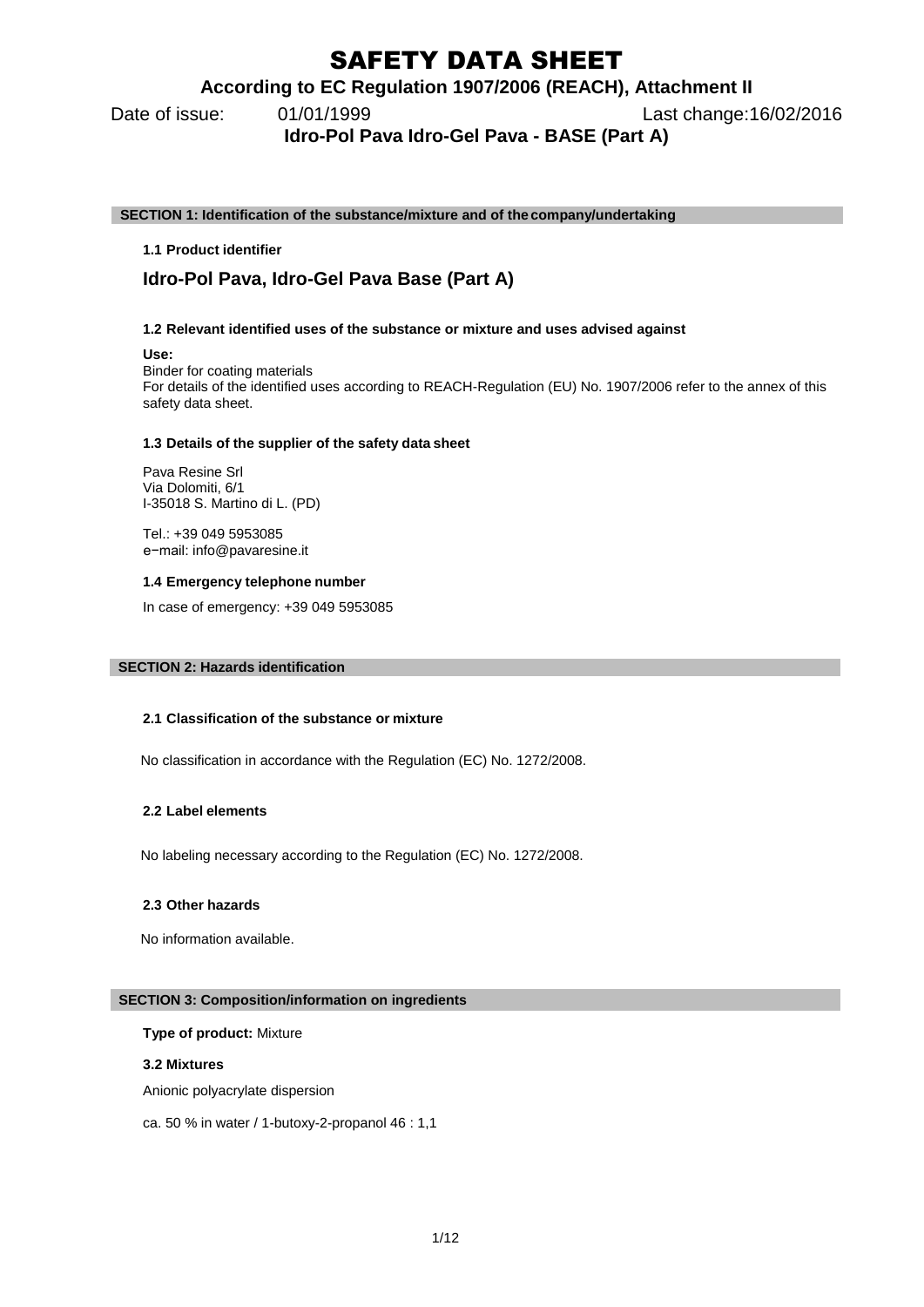# SAFETY DATA SHEET

**According to EC Regulation 1907/2006 (REACH), Attachment II**

Date of issue: 01/01/1999 Last change:16/02/2016

**Idro-Pol Pava Idro-Gel Pava - BASE (Part A)**

## SECTION 1: Identification of the substance/mixture and of the company/undertaking

### 1.1 Product identifier

## Idro-Pol Pava, Idro-Gel Pava Base (Part A)

### 1.2 Relevant identified uses of the substance or mixture and uses advised against

**Use:**

Binder for coating materials

For details of the identified uses according to REACH-Regulation (EU) No. 1907/2006 refer to the annex of this safety data sheet.

### 1.3 Details of the supplier of the safety data sheet

Pava Resine Srl
Via Dolomiti, 6/1
I-35018 S. Martino di L. (PD)

Tel.: +39 049 5953085
e−mail: info@pavaresine.it

### 1.4 Emergency telephone number

In case of emergency: +39 049 5953085

## SECTION 2: Hazards identification

### 2.1 Classification of the substance or mixture

No classification in accordance with the Regulation (EC) No. 1272/2008.

### 2.2 Label elements

No labeling necessary according to the Regulation (EC) No. 1272/2008.

### 2.3 Other hazards

No information available.

## SECTION 3: Composition/information on ingredients

**Type of product:** Mixture

### 3.2 Mixtures

Anionic polyacrylate dispersion

ca. 50 % in water / 1-butoxy-2-propanol 46 : 1,1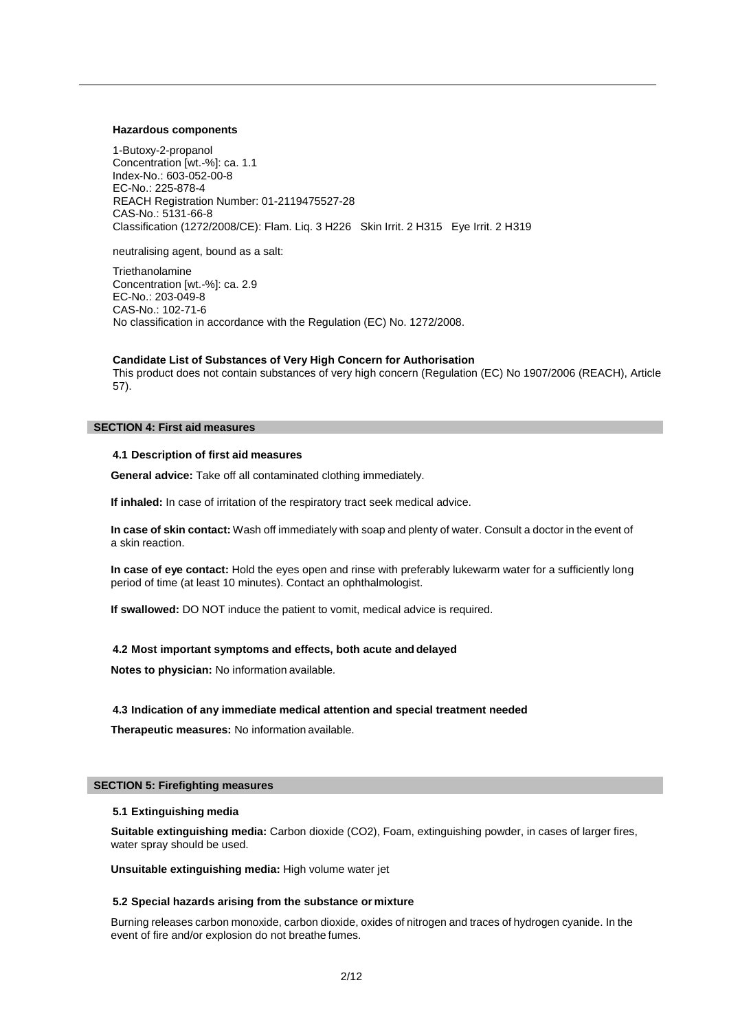**Hazardous components**

1-Butoxy-2-propanol
Concentration [wt.-%]: ca. 1.1
Index-No.: 603-052-00-8
EC-No.: 225-878-4
REACH Registration Number: 01-2119475527-28
CAS-No.: 5131-66-8
Classification (1272/2008/CE): Flam. Liq. 3 H226 Skin Irrit. 2 H315 Eye Irrit. 2 H319

neutralising agent, bound as a salt:

Triethanolamine
Concentration [wt.-%]: ca. 2.9
EC-No.: 203-049-8
CAS-No.: 102-71-6
No classification in accordance with the Regulation (EC) No. 1272/2008.

**Candidate List of Substances of Very High Concern for Authorisation**
This product does not contain substances of very high concern (Regulation (EC) No 1907/2006 (REACH), Article 57).

## SECTION 4: First aid measures

### 4.1 Description of first aid measures

**General advice:** Take off all contaminated clothing immediately.

**If inhaled:** In case of irritation of the respiratory tract seek medical advice.

**In case of skin contact:** Wash off immediately with soap and plenty of water. Consult a doctor in the event of a skin reaction.

**In case of eye contact:** Hold the eyes open and rinse with preferably lukewarm water for a sufficiently long period of time (at least 10 minutes). Contact an ophthalmologist.

**If swallowed:** DO NOT induce the patient to vomit, medical advice is required.

### 4.2 Most important symptoms and effects, both acute and delayed

**Notes to physician:** No information available.

### 4.3 Indication of any immediate medical attention and special treatment needed

**Therapeutic measures:** No information available.

## SECTION 5: Firefighting measures

### 5.1 Extinguishing media

**Suitable extinguishing media:** Carbon dioxide ($CO_2$), Foam, extinguishing powder, in cases of larger fires, water spray should be used.

**Unsuitable extinguishing media:** High volume water jet

### 5.2 Special hazards arising from the substance or mixture

Burning releases carbon monoxide, carbon dioxide, oxides of nitrogen and traces of hydrogen cyanide. In the event of fire and/or explosion do not breathe fumes.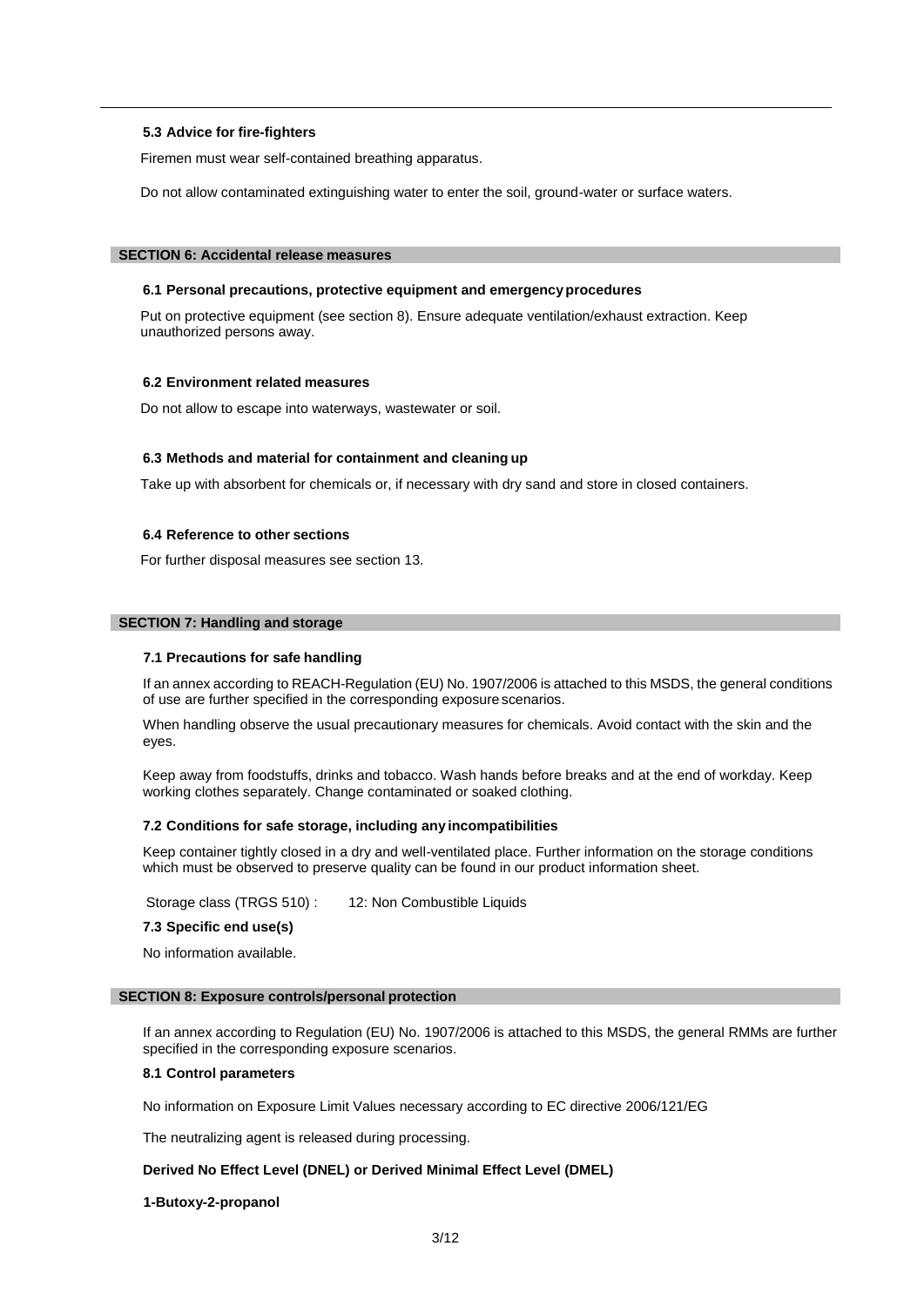### 5.3 Advice for fire-fighters

Firemen must wear self-contained breathing apparatus.

Do not allow contaminated extinguishing water to enter the soil, ground-water or surface waters.

## SECTION 6: Accidental release measures

### 6.1 Personal precautions, protective equipment and emergency procedures

Put on protective equipment (see section 8). Ensure adequate ventilation/exhaust extraction. Keep unauthorized persons away.

### 6.2 Environment related measures

Do not allow to escape into waterways, wastewater or soil.

### 6.3 Methods and material for containment and cleaning up

Take up with absorbent for chemicals or, if necessary with dry sand and store in closed containers.

### 6.4 Reference to other sections

For further disposal measures see section 13.

## SECTION 7: Handling and storage

### 7.1 Precautions for safe handling

If an annex according to REACH-Regulation (EU) No. 1907/2006 is attached to this MSDS, the general conditions of use are further specified in the corresponding exposure scenarios.

When handling observe the usual precautionary measures for chemicals. Avoid contact with the skin and the eyes.

Keep away from foodstuffs, drinks and tobacco. Wash hands before breaks and at the end of workday. Keep working clothes separately. Change contaminated or soaked clothing.

### 7.2 Conditions for safe storage, including any incompatibilities

Keep container tightly closed in a dry and well-ventilated place. Further information on the storage conditions which must be observed to preserve quality can be found in our product information sheet.

Storage class (TRGS 510) : 12: Non Combustible Liquids

### 7.3 Specific end use(s)

No information available.

## SECTION 8: Exposure controls/personal protection

If an annex according to Regulation (EU) No. 1907/2006 is attached to this MSDS, the general RMMs are further specified in the corresponding exposure scenarios.

### 8.1 Control parameters

No information on Exposure Limit Values necessary according to EC directive 2006/121/EG

The neutralizing agent is released during processing.

**Derived No Effect Level (DNEL) or Derived Minimal Effect Level (DMEL)**

**1-Butoxy-2-propanol**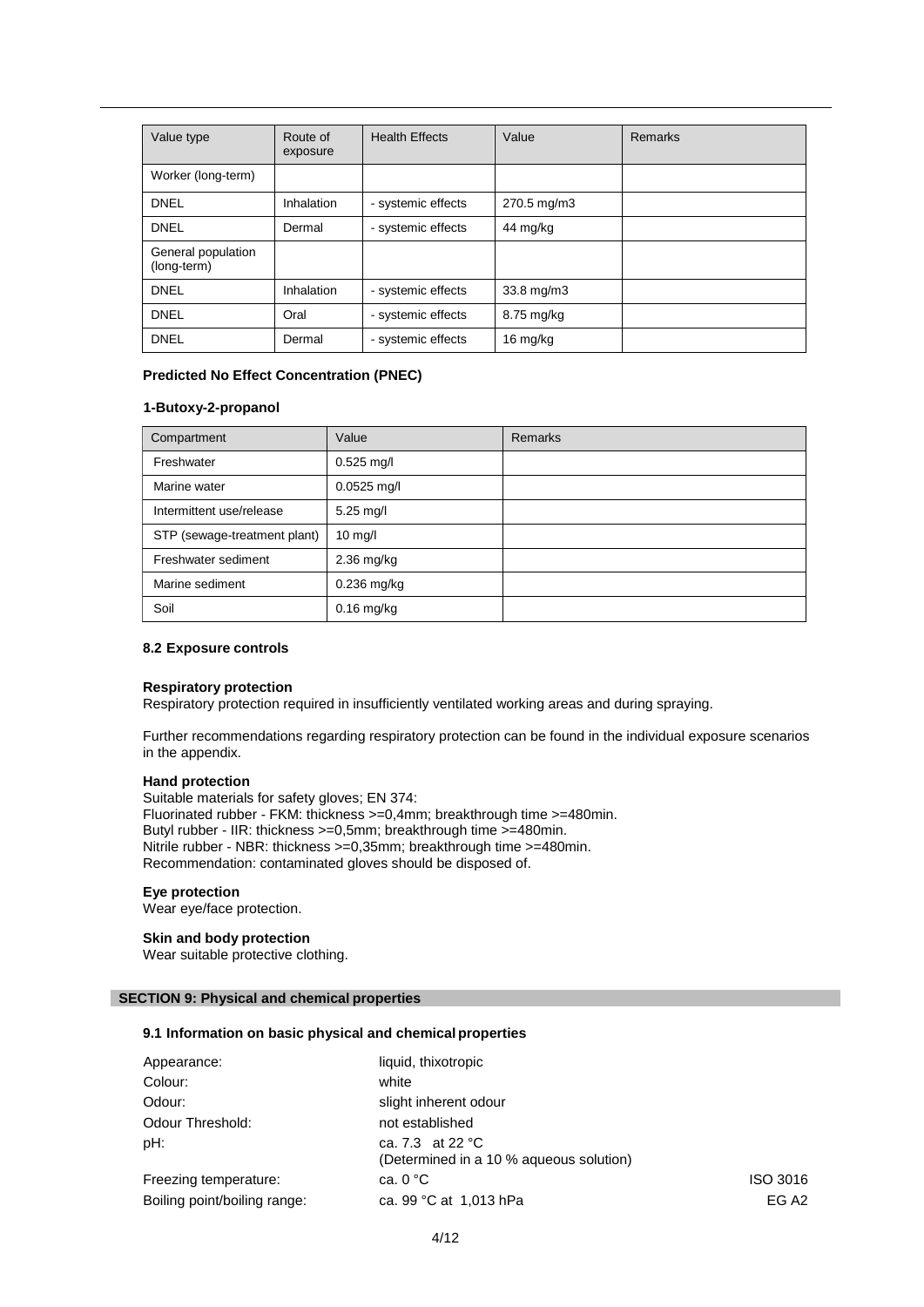| Value type | Route of exposure | Health Effects | Value | Remarks |
|---|---|---|---|---|
| Worker (long-term) | | | | |
| DNEL | Inhalation | - systemic effects | 270.5 mg/m3 | |
| DNEL | Dermal | - systemic effects | 44 mg/kg | |
| General population (long-term) | | | | |
| DNEL | Inhalation | - systemic effects | 33.8 mg/m3 | |
| DNEL | Oral | - systemic effects | 8.75 mg/kg | |
| DNEL | Dermal | - systemic effects | 16 mg/kg | |

**Predicted No Effect Concentration (PNEC)**

**1-Butoxy-2-propanol**

| Compartment | Value | Remarks |
|---|---|---|
| Freshwater | 0.525 mg/l | |
| Marine water | 0.0525 mg/l | |
| Intermittent use/release | 5.25 mg/l | |
| STP (sewage-treatment plant) | 10 mg/l | |
| Freshwater sediment | 2.36 mg/kg | |
| Marine sediment | 0.236 mg/kg | |
| Soil | 0.16 mg/kg | |

### 8.2 Exposure controls

**Respiratory protection**

Respiratory protection required in insufficiently ventilated working areas and during spraying.

Further recommendations regarding respiratory protection can be found in the individual exposure scenarios in the appendix.

**Hand protection**

Suitable materials for safety gloves; EN 374:
Fluorinated rubber - FKM: thickness >=0,4mm; breakthrough time >=480min.
Butyl rubber - IIR: thickness >=0,5mm; breakthrough time >=480min.
Nitrile rubber - NBR: thickness >=0,35mm; breakthrough time >=480min.
Recommendation: contaminated gloves should be disposed of.

**Eye protection**

Wear eye/face protection.

**Skin and body protection**

Wear suitable protective clothing.

## SECTION 9: Physical and chemical properties

### 9.1 Information on basic physical and chemical properties

| | | |
|---|---|---|
| Appearance: | liquid, thixotropic | |
| Colour: | white | |
| Odour: | slight inherent odour | |
| Odour Threshold: | not established | |
| pH: | ca. 7.3 at 22 °C (Determined in a 10 % aqueous solution) | |
| Freezing temperature: | ca. 0 °C | ISO 3016 |
| Boiling point/boiling range: | ca. 99 °C at 1,013 hPa | EG A2 |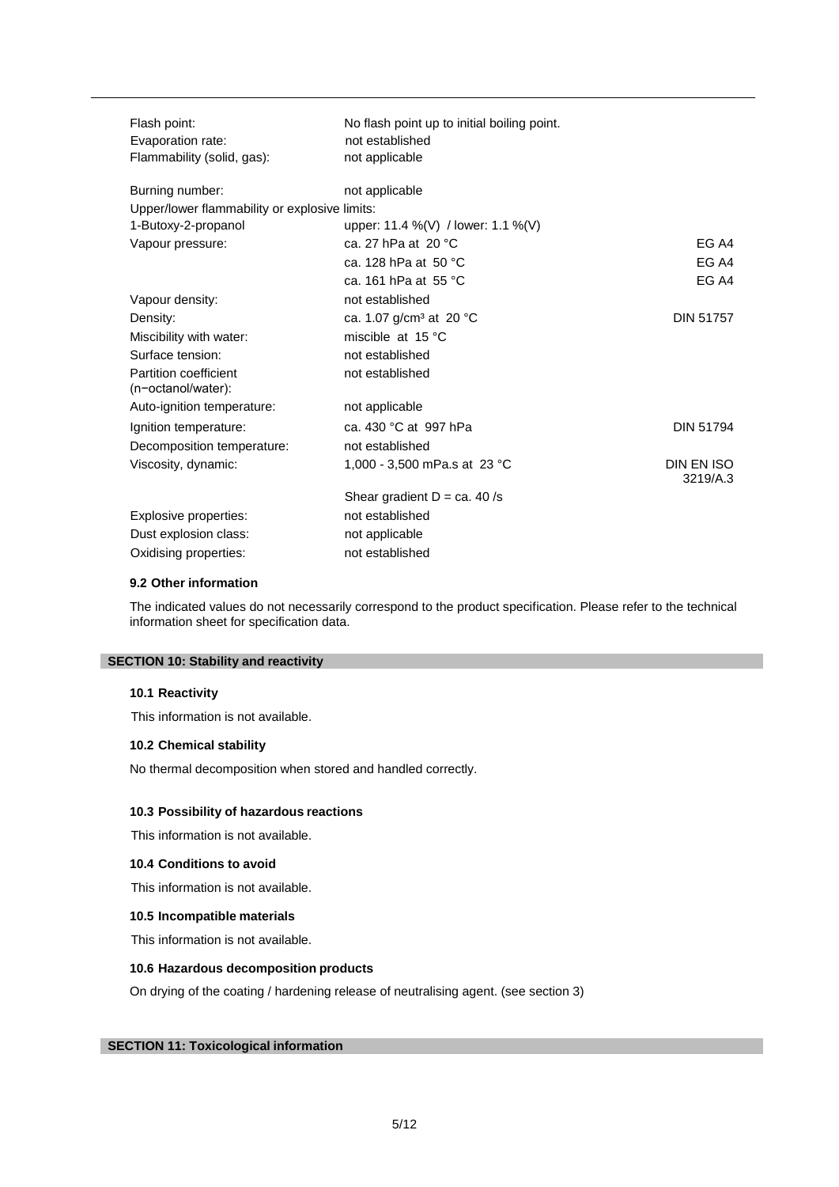| | | |
|---|---|---|
| Flash point: | No flash point up to initial boiling point. | |
| Evaporation rate: | not established | |
| Flammability (solid, gas): | not applicable | |
| Burning number: | not applicable | |
| Upper/lower flammability or explosive limits: | | |
| 1-Butoxy-2-propanol | upper: 11.4 %(V) / lower: 1.1 %(V) | |
| Vapour pressure: | ca. 27 hPa at 20 °C | EG A4 |
| | ca. 128 hPa at 50 °C | EG A4 |
| | ca. 161 hPa at 55 °C | EG A4 |
| Vapour density: | not established | |
| Density: | ca. 1.07 g/cm³ at 20 °C | DIN 51757 |
| Miscibility with water: | miscible at 15 °C | |
| Surface tension: | not established | |
| Partition coefficient (n−octanol/water): | not established | |
| Auto-ignition temperature: | not applicable | |
| Ignition temperature: | ca. 430 °C at 997 hPa | DIN 51794 |
| Decomposition temperature: | not established | |
| Viscosity, dynamic: | 1,000 - 3,500 mPa.s at 23 °C | DIN EN ISO 3219/A.3 |
| | Shear gradient D = ca. 40 /s | |
| Explosive properties: | not established | |
| Dust explosion class: | not applicable | |
| Oxidising properties: | not established | |

### 9.2 Other information

The indicated values do not necessarily correspond to the product specification. Please refer to the technical information sheet for specification data.

## SECTION 10: Stability and reactivity

### 10.1 Reactivity

This information is not available.

### 10.2 Chemical stability

No thermal decomposition when stored and handled correctly.

### 10.3 Possibility of hazardous reactions

This information is not available.

### 10.4 Conditions to avoid

This information is not available.

### 10.5 Incompatible materials

This information is not available.

### 10.6 Hazardous decomposition products

On drying of the coating / hardening release of neutralising agent. (see section 3)

## SECTION 11: Toxicological information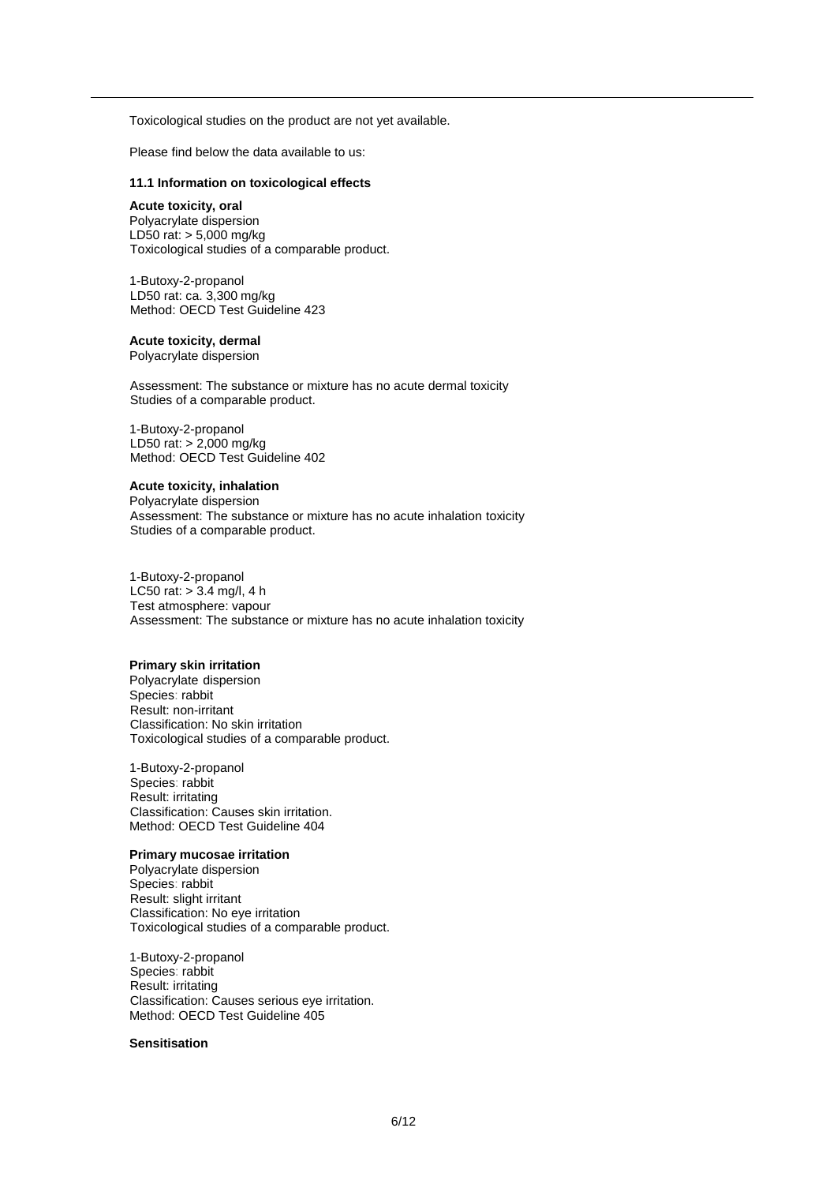Toxicological studies on the product are not yet available.

Please find below the data available to us:

### 11.1 Information on toxicological effects

**Acute toxicity, oral**
Polyacrylate dispersion
LD50 rat: > 5,000 mg/kg
Toxicological studies of a comparable product.

1-Butoxy-2-propanol
LD50 rat: ca. 3,300 mg/kg
Method: OECD Test Guideline 423

**Acute toxicity, dermal**
Polyacrylate dispersion

Assessment: The substance or mixture has no acute dermal toxicity
Studies of a comparable product.

1-Butoxy-2-propanol
LD50 rat: > 2,000 mg/kg
Method: OECD Test Guideline 402

**Acute toxicity, inhalation**
Polyacrylate dispersion
Assessment: The substance or mixture has no acute inhalation toxicity
Studies of a comparable product.

1-Butoxy-2-propanol
LC50 rat: > 3.4 mg/l, 4 h
Test atmosphere: vapour
Assessment: The substance or mixture has no acute inhalation toxicity

**Primary skin irritation**
Polyacrylate dispersion
Species: rabbit
Result: non-irritant
Classification: No skin irritation
Toxicological studies of a comparable product.

1-Butoxy-2-propanol
Species: rabbit
Result: irritating
Classification: Causes skin irritation.
Method: OECD Test Guideline 404

**Primary mucosae irritation**
Polyacrylate dispersion
Species: rabbit
Result: slight irritant
Classification: No eye irritation
Toxicological studies of a comparable product.

1-Butoxy-2-propanol
Species: rabbit
Result: irritating
Classification: Causes serious eye irritation.
Method: OECD Test Guideline 405

**Sensitisation**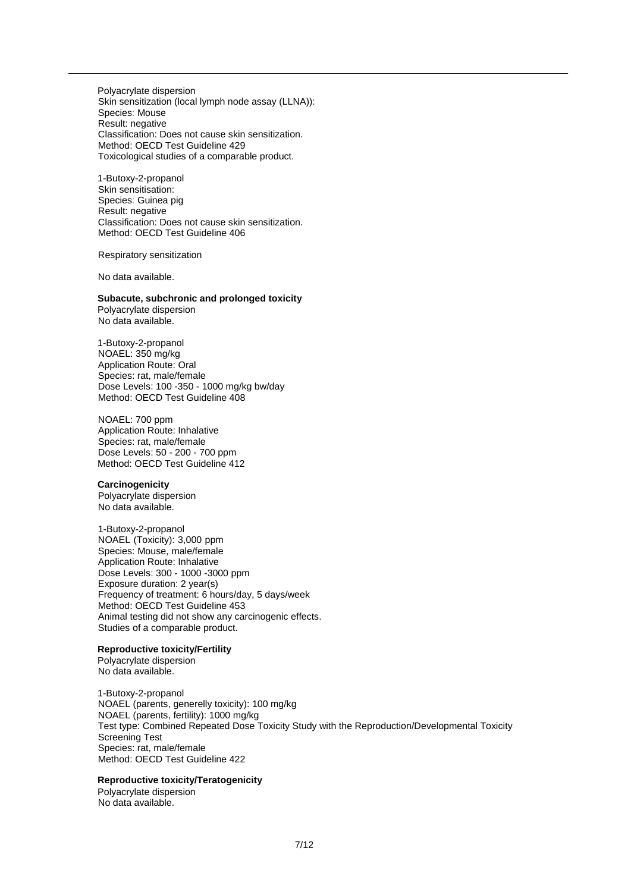Polyacrylate dispersion
Skin sensitization (local lymph node assay (LLNA)):
Species: Mouse
Result: negative
Classification: Does not cause skin sensitization.
Method: OECD Test Guideline 429
Toxicological studies of a comparable product.

1-Butoxy-2-propanol
Skin sensitisation:
Species: Guinea pig
Result: negative
Classification: Does not cause skin sensitization.
Method: OECD Test Guideline 406

Respiratory sensitization

No data available.

**Subacute, subchronic and prolonged toxicity**
Polyacrylate dispersion
No data available.

1-Butoxy-2-propanol
NOAEL: 350 mg/kg
Application Route: Oral
Species: rat, male/female
Dose Levels: 100 -350 - 1000 mg/kg bw/day
Method: OECD Test Guideline 408

NOAEL: 700 ppm
Application Route: Inhalative
Species: rat, male/female
Dose Levels: 50 - 200 - 700 ppm
Method: OECD Test Guideline 412

**Carcinogenicity**
Polyacrylate dispersion
No data available.

1-Butoxy-2-propanol
NOAEL (Toxicity): 3,000 ppm
Species: Mouse, male/female
Application Route: Inhalative
Dose Levels: 300 - 1000 -3000 ppm
Exposure duration: 2 year(s)
Frequency of treatment: 6 hours/day, 5 days/week
Method: OECD Test Guideline 453
Animal testing did not show any carcinogenic effects.
Studies of a comparable product.

**Reproductive toxicity/Fertility**
Polyacrylate dispersion
No data available.

1-Butoxy-2-propanol
NOAEL (parents, generelly toxicity): 100 mg/kg
NOAEL (parents, fertility): 1000 mg/kg
Test type: Combined Repeated Dose Toxicity Study with the Reproduction/Developmental Toxicity Screening Test
Species: rat, male/female
Method: OECD Test Guideline 422

**Reproductive toxicity/Teratogenicity**
Polyacrylate dispersion
No data available.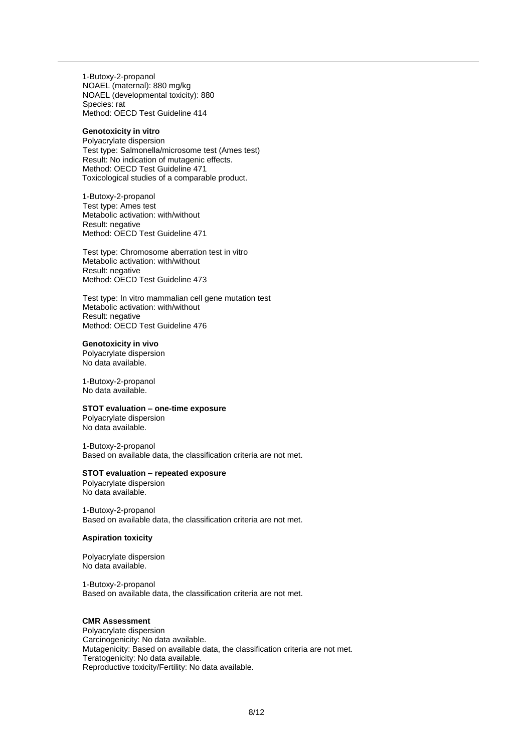1-Butoxy-2-propanol
NOAEL (maternal): 880 mg/kg
NOAEL (developmental toxicity): 880
Species: rat
Method: OECD Test Guideline 414

**Genotoxicity in vitro**

Polyacrylate dispersion
Test type: Salmonella/microsome test (Ames test)
Result: No indication of mutagenic effects.
Method: OECD Test Guideline 471
Toxicological studies of a comparable product.

1-Butoxy-2-propanol
Test type: Ames test
Metabolic activation: with/without
Result: negative
Method: OECD Test Guideline 471

Test type: Chromosome aberration test in vitro
Metabolic activation: with/without
Result: negative
Method: OECD Test Guideline 473

Test type: In vitro mammalian cell gene mutation test
Metabolic activation: with/without
Result: negative
Method: OECD Test Guideline 476

**Genotoxicity in vivo**

Polyacrylate dispersion
No data available.

1-Butoxy-2-propanol
No data available.

**STOT evaluation – one-time exposure**

Polyacrylate dispersion
No data available.

1-Butoxy-2-propanol
Based on available data, the classification criteria are not met.

**STOT evaluation – repeated exposure**

Polyacrylate dispersion
No data available.

1-Butoxy-2-propanol
Based on available data, the classification criteria are not met.

**Aspiration toxicity**

Polyacrylate dispersion
No data available.

1-Butoxy-2-propanol
Based on available data, the classification criteria are not met.

**CMR Assessment**

Polyacrylate dispersion
Carcinogenicity: No data available.
Mutagenicity: Based on available data, the classification criteria are not met.
Teratogenicity: No data available.
Reproductive toxicity/Fertility: No data available.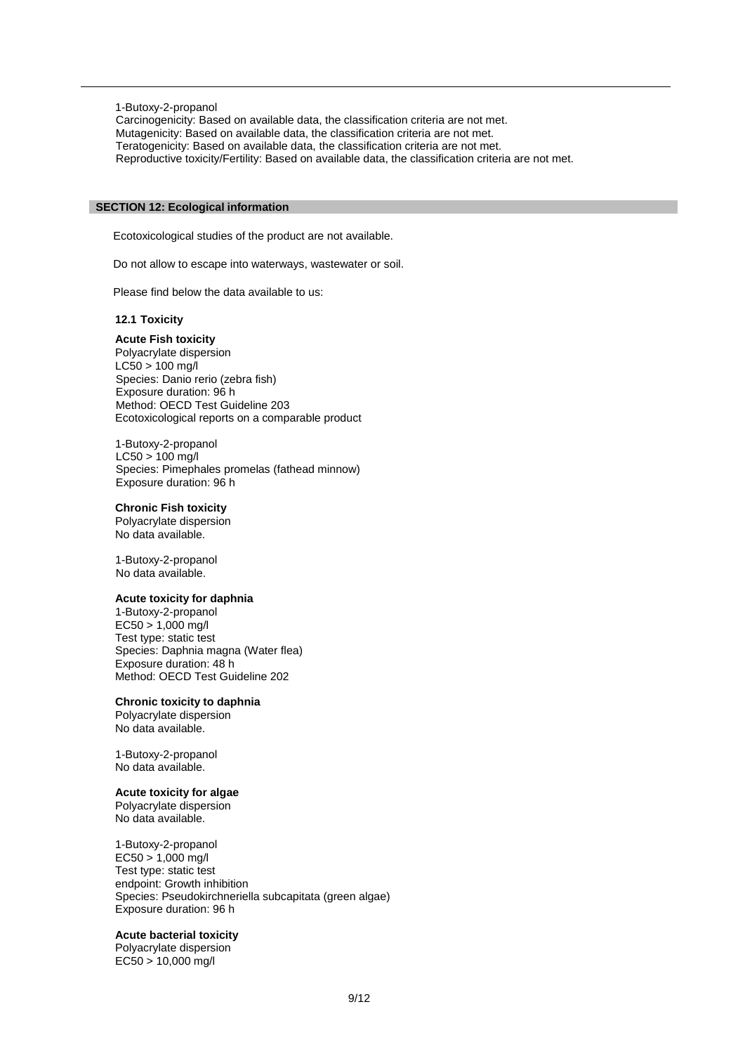1-Butoxy-2-propanol
Carcinogenicity: Based on available data, the classification criteria are not met.
Mutagenicity: Based on available data, the classification criteria are not met.
Teratogenicity: Based on available data, the classification criteria are not met.
Reproductive toxicity/Fertility: Based on available data, the classification criteria are not met.

## SECTION 12: Ecological information

Ecotoxicological studies of the product are not available.

Do not allow to escape into waterways, wastewater or soil.

Please find below the data available to us:

### 12.1 Toxicity

**Acute Fish toxicity**
Polyacrylate dispersion
LC50 > 100 mg/l
Species: Danio rerio (zebra fish)
Exposure duration: 96 h
Method: OECD Test Guideline 203
Ecotoxicological reports on a comparable product

1-Butoxy-2-propanol
LC50 > 100 mg/l
Species: Pimephales promelas (fathead minnow)
Exposure duration: 96 h

**Chronic Fish toxicity**
Polyacrylate dispersion
No data available.

1-Butoxy-2-propanol
No data available.

**Acute toxicity for daphnia**
1-Butoxy-2-propanol
EC50 > 1,000 mg/l
Test type: static test
Species: Daphnia magna (Water flea)
Exposure duration: 48 h
Method: OECD Test Guideline 202

**Chronic toxicity to daphnia**
Polyacrylate dispersion
No data available.

1-Butoxy-2-propanol
No data available.

**Acute toxicity for algae**
Polyacrylate dispersion
No data available.

1-Butoxy-2-propanol
EC50 > 1,000 mg/l
Test type: static test
endpoint: Growth inhibition
Species: Pseudokirchneriella subcapitata (green algae)
Exposure duration: 96 h

**Acute bacterial toxicity**
Polyacrylate dispersion
EC50 > 10,000 mg/l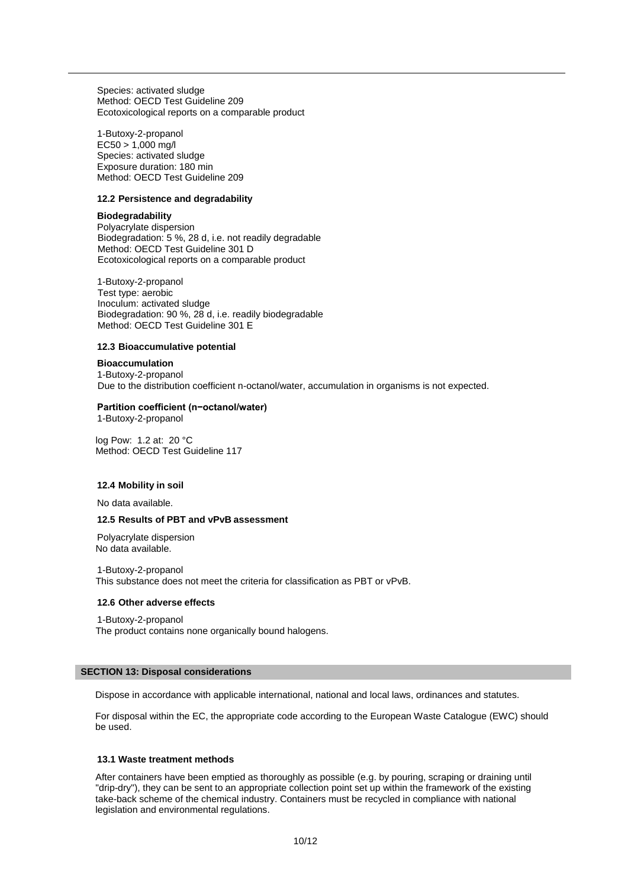Species: activated sludge
Method: OECD Test Guideline 209
Ecotoxicological reports on a comparable product

1-Butoxy-2-propanol
EC50 > 1,000 mg/l
Species: activated sludge
Exposure duration: 180 min
Method: OECD Test Guideline 209

### 12.2 Persistence and degradability

**Biodegradability**

Polyacrylate dispersion
Biodegradation: 5 %, 28 d, i.e. not readily degradable
Method: OECD Test Guideline 301 D
Ecotoxicological reports on a comparable product

1-Butoxy-2-propanol
Test type: aerobic
Inoculum: activated sludge
Biodegradation: 90 %, 28 d, i.e. readily biodegradable
Method: OECD Test Guideline 301 E

### 12.3 Bioaccumulative potential

**Bioaccumulation**

1-Butoxy-2-propanol
Due to the distribution coefficient n-octanol/water, accumulation in organisms is not expected.

**Partition coefficient (n−octanol/water)**

1-Butoxy-2-propanol

log Pow: 1.2 at: 20 °C
Method: OECD Test Guideline 117

### 12.4 Mobility in soil

No data available.

### 12.5 Results of PBT and vPvB assessment

Polyacrylate dispersion
No data available.

1-Butoxy-2-propanol
This substance does not meet the criteria for classification as PBT or vPvB.

### 12.6 Other adverse effects

1-Butoxy-2-propanol
The product contains none organically bound halogens.

## SECTION 13: Disposal considerations

Dispose in accordance with applicable international, national and local laws, ordinances and statutes.

For disposal within the EC, the appropriate code according to the European Waste Catalogue (EWC) should be used.

### 13.1 Waste treatment methods

After containers have been emptied as thoroughly as possible (e.g. by pouring, scraping or draining until "drip-dry"), they can be sent to an appropriate collection point set up within the framework of the existing take-back scheme of the chemical industry. Containers must be recycled in compliance with national legislation and environmental regulations.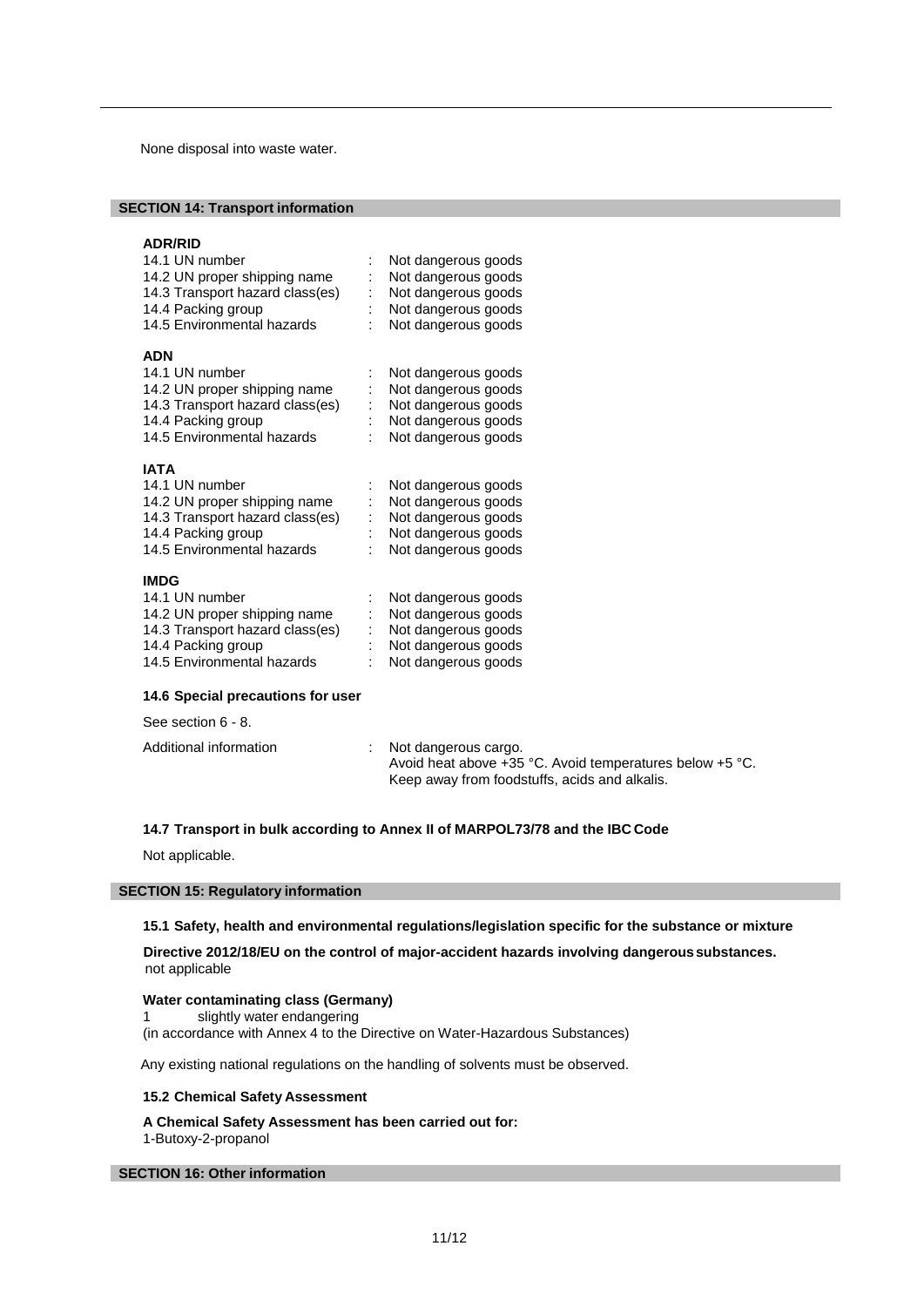None disposal into waste water.

## SECTION 14: Transport information

**ADR/RID**

| | | |
|---|---|---|
| 14.1 UN number | : | Not dangerous goods |
| 14.2 UN proper shipping name | : | Not dangerous goods |
| 14.3 Transport hazard class(es) | : | Not dangerous goods |
| 14.4 Packing group | : | Not dangerous goods |
| 14.5 Environmental hazards | : | Not dangerous goods |

**ADN**

| | | |
|---|---|---|
| 14.1 UN number | : | Not dangerous goods |
| 14.2 UN proper shipping name | : | Not dangerous goods |
| 14.3 Transport hazard class(es) | : | Not dangerous goods |
| 14.4 Packing group | : | Not dangerous goods |
| 14.5 Environmental hazards | : | Not dangerous goods |

**IATA**

| | | |
|---|---|---|
| 14.1 UN number | : | Not dangerous goods |
| 14.2 UN proper shipping name | : | Not dangerous goods |
| 14.3 Transport hazard class(es) | : | Not dangerous goods |
| 14.4 Packing group | : | Not dangerous goods |
| 14.5 Environmental hazards | : | Not dangerous goods |

**IMDG**

| | | |
|---|---|---|
| 14.1 UN number | : | Not dangerous goods |
| 14.2 UN proper shipping name | : | Not dangerous goods |
| 14.3 Transport hazard class(es) | : | Not dangerous goods |
| 14.4 Packing group | : | Not dangerous goods |
| 14.5 Environmental hazards | : | Not dangerous goods |

### 14.6 Special precautions for user

See section 6 - 8.

Additional information : Not dangerous cargo.
Avoid heat above +35 °C. Avoid temperatures below +5 °C.
Keep away from foodstuffs, acids and alkalis.

### 14.7 Transport in bulk according to Annex II of MARPOL73/78 and the IBC Code

Not applicable.

## SECTION 15: Regulatory information

### 15.1 Safety, health and environmental regulations/legislation specific for the substance or mixture

**Directive 2012/18/EU on the control of major-accident hazards involving dangerous substances.**
not applicable

**Water contaminating class (Germany)**
1 slightly water endangering
(in accordance with Annex 4 to the Directive on Water-Hazardous Substances)

Any existing national regulations on the handling of solvents must be observed.

### 15.2 Chemical Safety Assessment

**A Chemical Safety Assessment has been carried out for:**
1-Butoxy-2-propanol

## SECTION 16: Other information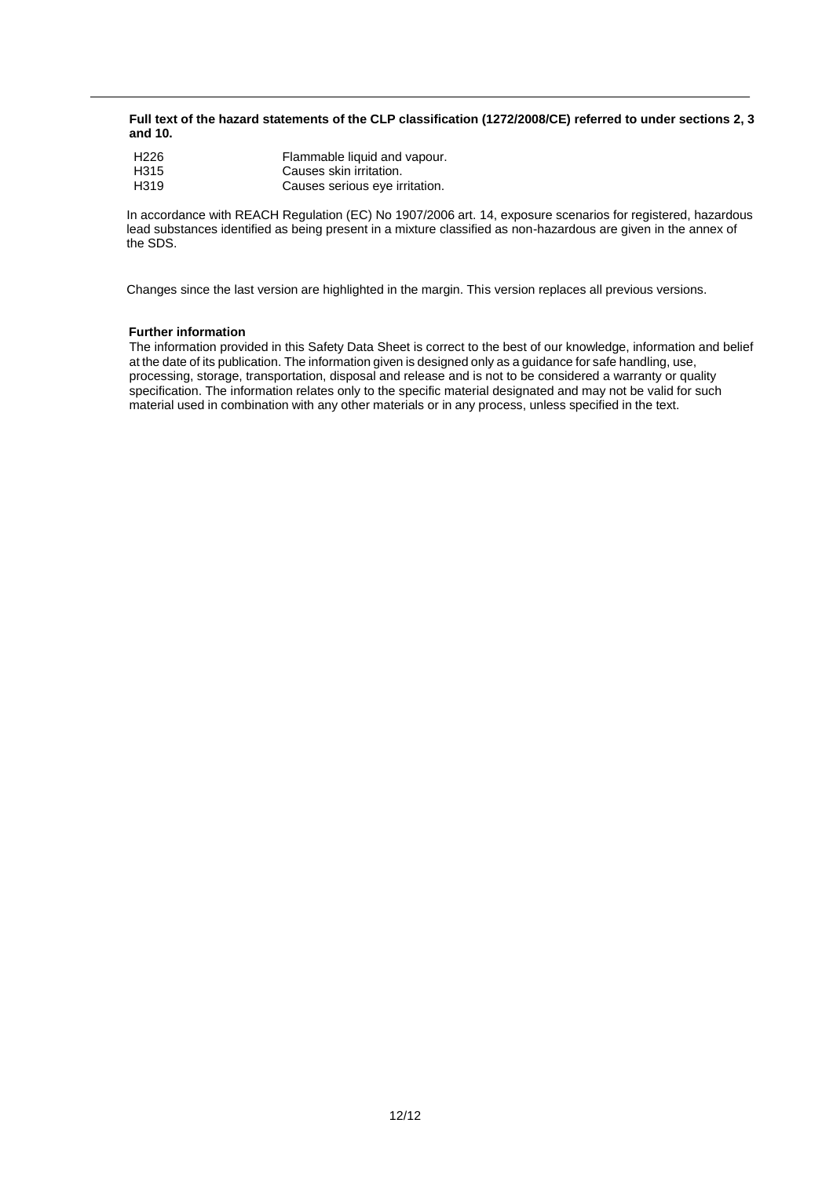**Full text of the hazard statements of the CLP classification (1272/2008/CE) referred to under sections 2, 3 and 10.**

| | |
|---|---|
| H226 | Flammable liquid and vapour. |
| H315 | Causes skin irritation. |
| H319 | Causes serious eye irritation. |

In accordance with REACH Regulation (EC) No 1907/2006 art. 14, exposure scenarios for registered, hazardous lead substances identified as being present in a mixture classified as non-hazardous are given in the annex of the SDS.

Changes since the last version are highlighted in the margin. This version replaces all previous versions.

**Further information**

The information provided in this Safety Data Sheet is correct to the best of our knowledge, information and belief at the date of its publication. The information given is designed only as a guidance for safe handling, use, processing, storage, transportation, disposal and release and is not to be considered a warranty or quality specification. The information relates only to the specific material designated and may not be valid for such material used in combination with any other materials or in any process, unless specified in the text.